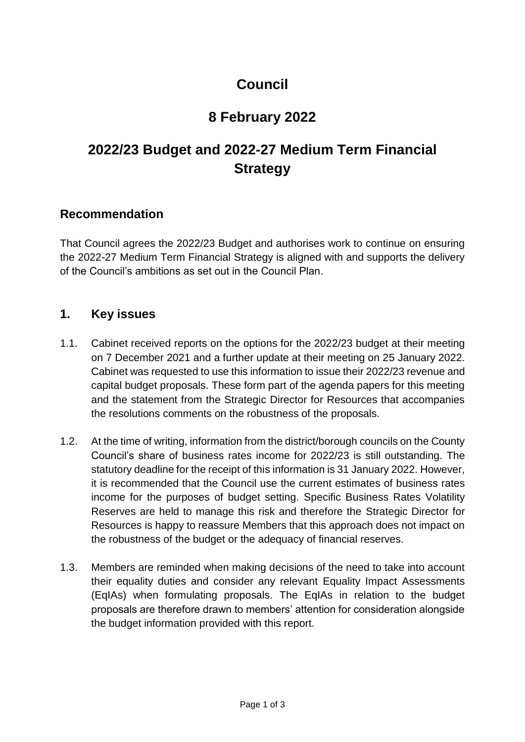# Council

## 8 February 2022

## 2022/23 Budget and 2022-27 Medium Term Financial Strategy

### Recommendation

That Council agrees the 2022/23 Budget and authorises work to continue on ensuring the 2022-27 Medium Term Financial Strategy is aligned with and supports the delivery of the Council's ambitions as set out in the Council Plan.

### 1. Key issues

1.1. Cabinet received reports on the options for the 2022/23 budget at their meeting on 7 December 2021 and a further update at their meeting on 25 January 2022. Cabinet was requested to use this information to issue their 2022/23 revenue and capital budget proposals. These form part of the agenda papers for this meeting and the statement from the Strategic Director for Resources that accompanies the resolutions comments on the robustness of the proposals.

1.2. At the time of writing, information from the district/borough councils on the County Council's share of business rates income for 2022/23 is still outstanding. The statutory deadline for the receipt of this information is 31 January 2022. However, it is recommended that the Council use the current estimates of business rates income for the purposes of budget setting. Specific Business Rates Volatility Reserves are held to manage this risk and therefore the Strategic Director for Resources is happy to reassure Members that this approach does not impact on the robustness of the budget or the adequacy of financial reserves.

1.3. Members are reminded when making decisions of the need to take into account their equality duties and consider any relevant Equality Impact Assessments (EqIAs) when formulating proposals. The EqIAs in relation to the budget proposals are therefore drawn to members' attention for consideration alongside the budget information provided with this report.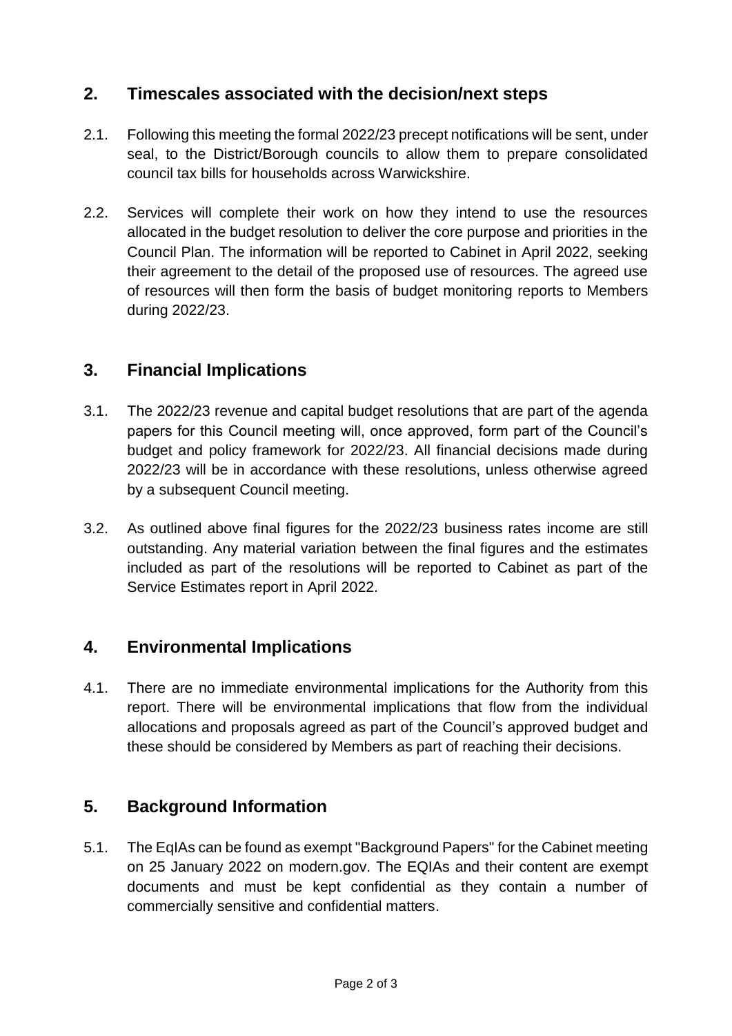## 2. Timescales associated with the decision/next steps

2.1. Following this meeting the formal 2022/23 precept notifications will be sent, under seal, to the District/Borough councils to allow them to prepare consolidated council tax bills for households across Warwickshire.

2.2. Services will complete their work on how they intend to use the resources allocated in the budget resolution to deliver the core purpose and priorities in the Council Plan. The information will be reported to Cabinet in April 2022, seeking their agreement to the detail of the proposed use of resources. The agreed use of resources will then form the basis of budget monitoring reports to Members during 2022/23.

## 3. Financial Implications

3.1. The 2022/23 revenue and capital budget resolutions that are part of the agenda papers for this Council meeting will, once approved, form part of the Council's budget and policy framework for 2022/23. All financial decisions made during 2022/23 will be in accordance with these resolutions, unless otherwise agreed by a subsequent Council meeting.

3.2. As outlined above final figures for the 2022/23 business rates income are still outstanding. Any material variation between the final figures and the estimates included as part of the resolutions will be reported to Cabinet as part of the Service Estimates report in April 2022.

## 4. Environmental Implications

4.1. There are no immediate environmental implications for the Authority from this report. There will be environmental implications that flow from the individual allocations and proposals agreed as part of the Council's approved budget and these should be considered by Members as part of reaching their decisions.

## 5. Background Information

5.1. The EqIAs can be found as exempt "Background Papers" for the Cabinet meeting on 25 January 2022 on modern.gov. The EQIAs and their content are exempt documents and must be kept confidential as they contain a number of commercially sensitive and confidential matters.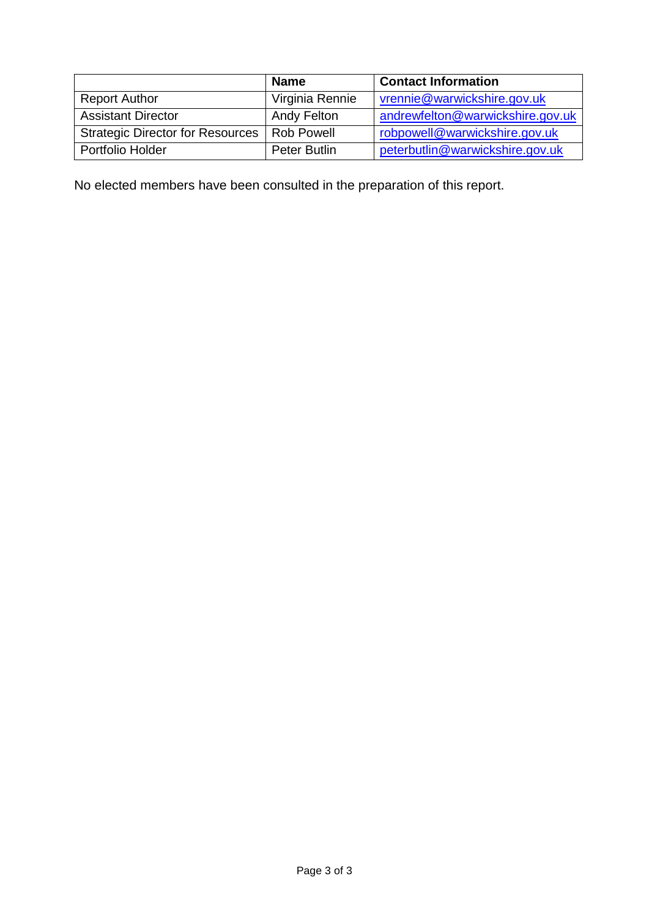| | Name | Contact Information |
|---|---|---|
| Report Author | Virginia Rennie | vrennie@warwickshire.gov.uk |
| Assistant Director | Andy Felton | andrewfelton@warwickshire.gov.uk |
| Strategic Director for Resources | Rob Powell | robpowell@warwickshire.gov.uk |
| Portfolio Holder | Peter Butlin | peterbutlin@warwickshire.gov.uk |

No elected members have been consulted in the preparation of this report.